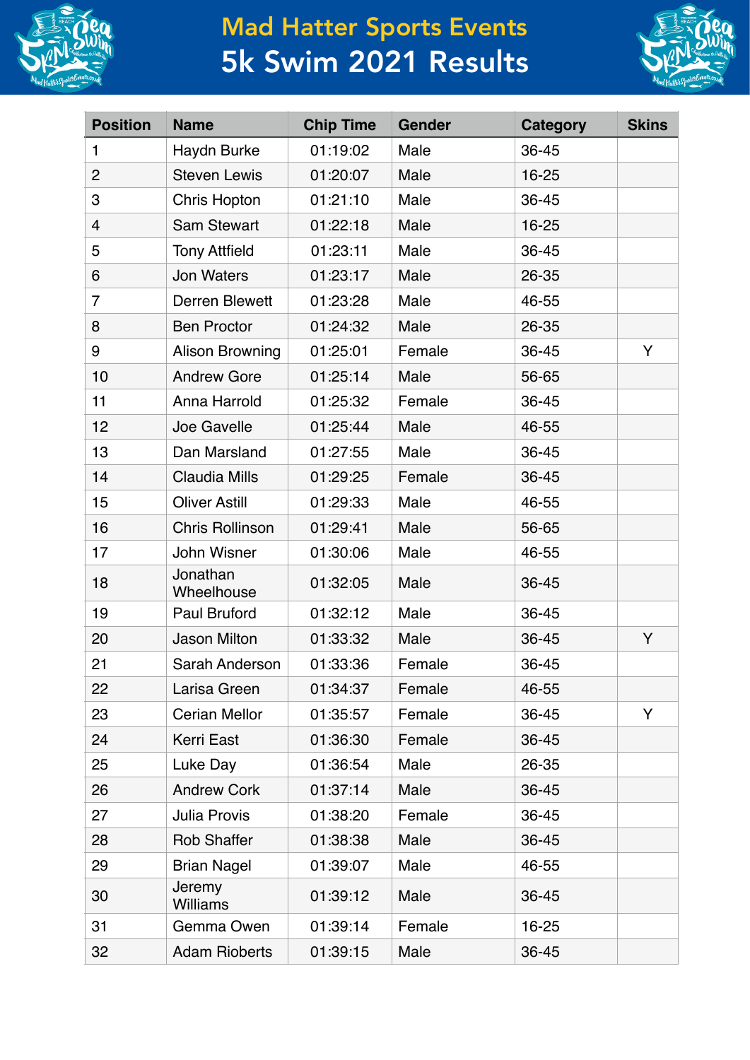# Mad Hatter Sports Events
# 5k Swim 2021 Results

| Position | Name | Chip Time | Gender | Category | Skins |
|---|---|---|---|---|---|
| 1 | Haydn Burke | 01:19:02 | Male | 36-45 | |
| 2 | Steven Lewis | 01:20:07 | Male | 16-25 | |
| 3 | Chris Hopton | 01:21:10 | Male | 36-45 | |
| 4 | Sam Stewart | 01:22:18 | Male | 16-25 | |
| 5 | Tony Attfield | 01:23:11 | Male | 36-45 | |
| 6 | Jon Waters | 01:23:17 | Male | 26-35 | |
| 7 | Derren Blewett | 01:23:28 | Male | 46-55 | |
| 8 | Ben Proctor | 01:24:32 | Male | 26-35 | |
| 9 | Alison Browning | 01:25:01 | Female | 36-45 | Y |
| 10 | Andrew Gore | 01:25:14 | Male | 56-65 | |
| 11 | Anna Harrold | 01:25:32 | Female | 36-45 | |
| 12 | Joe Gavelle | 01:25:44 | Male | 46-55 | |
| 13 | Dan Marsland | 01:27:55 | Male | 36-45 | |
| 14 | Claudia Mills | 01:29:25 | Female | 36-45 | |
| 15 | Oliver Astill | 01:29:33 | Male | 46-55 | |
| 16 | Chris Rollinson | 01:29:41 | Male | 56-65 | |
| 17 | John Wisner | 01:30:06 | Male | 46-55 | |
| 18 | Jonathan Wheelhouse | 01:32:05 | Male | 36-45 | |
| 19 | Paul Bruford | 01:32:12 | Male | 36-45 | |
| 20 | Jason Milton | 01:33:32 | Male | 36-45 | Y |
| 21 | Sarah Anderson | 01:33:36 | Female | 36-45 | |
| 22 | Larisa Green | 01:34:37 | Female | 46-55 | |
| 23 | Cerian Mellor | 01:35:57 | Female | 36-45 | Y |
| 24 | Kerri East | 01:36:30 | Female | 36-45 | |
| 25 | Luke Day | 01:36:54 | Male | 26-35 | |
| 26 | Andrew Cork | 01:37:14 | Male | 36-45 | |
| 27 | Julia Provis | 01:38:20 | Female | 36-45 | |
| 28 | Rob Shaffer | 01:38:38 | Male | 36-45 | |
| 29 | Brian Nagel | 01:39:07 | Male | 46-55 | |
| 30 | Jeremy Williams | 01:39:12 | Male | 36-45 | |
| 31 | Gemma Owen | 01:39:14 | Female | 16-25 | |
| 32 | Adam Rioberts | 01:39:15 | Male | 36-45 | |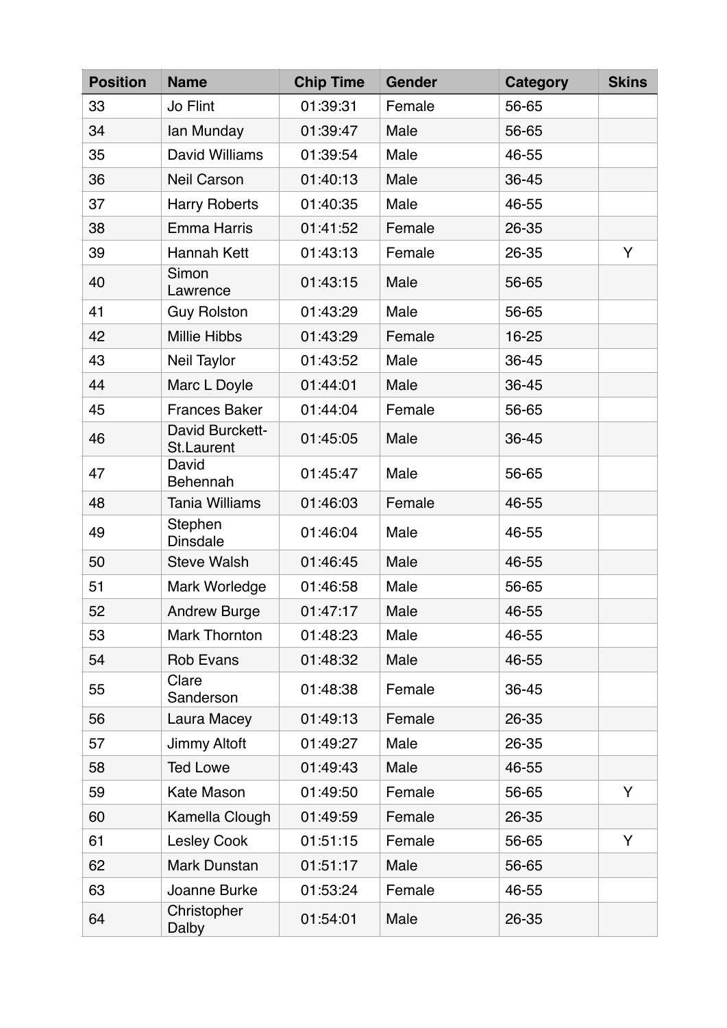| Position | Name | Chip Time | Gender | Category | Skins |
| --- | --- | --- | --- | --- | --- |
| 33 | Jo Flint | 01:39:31 | Female | 56-65 | |
| 34 | Ian Munday | 01:39:47 | Male | 56-65 | |
| 35 | David Williams | 01:39:54 | Male | 46-55 | |
| 36 | Neil Carson | 01:40:13 | Male | 36-45 | |
| 37 | Harry Roberts | 01:40:35 | Male | 46-55 | |
| 38 | Emma Harris | 01:41:52 | Female | 26-35 | |
| 39 | Hannah Kett | 01:43:13 | Female | 26-35 | Y |
| 40 | Simon Lawrence | 01:43:15 | Male | 56-65 | |
| 41 | Guy Rolston | 01:43:29 | Male | 56-65 | |
| 42 | Millie Hibbs | 01:43:29 | Female | 16-25 | |
| 43 | Neil Taylor | 01:43:52 | Male | 36-45 | |
| 44 | Marc L Doyle | 01:44:01 | Male | 36-45 | |
| 45 | Frances Baker | 01:44:04 | Female | 56-65 | |
| 46 | David Burckett-St.Laurent | 01:45:05 | Male | 36-45 | |
| 47 | David Behennah | 01:45:47 | Male | 56-65 | |
| 48 | Tania Williams | 01:46:03 | Female | 46-55 | |
| 49 | Stephen Dinsdale | 01:46:04 | Male | 46-55 | |
| 50 | Steve Walsh | 01:46:45 | Male | 46-55 | |
| 51 | Mark Worledge | 01:46:58 | Male | 56-65 | |
| 52 | Andrew Burge | 01:47:17 | Male | 46-55 | |
| 53 | Mark Thornton | 01:48:23 | Male | 46-55 | |
| 54 | Rob Evans | 01:48:32 | Male | 46-55 | |
| 55 | Clare Sanderson | 01:48:38 | Female | 36-45 | |
| 56 | Laura Macey | 01:49:13 | Female | 26-35 | |
| 57 | Jimmy Altoft | 01:49:27 | Male | 26-35 | |
| 58 | Ted Lowe | 01:49:43 | Male | 46-55 | |
| 59 | Kate Mason | 01:49:50 | Female | 56-65 | Y |
| 60 | Kamella Clough | 01:49:59 | Female | 26-35 | |
| 61 | Lesley Cook | 01:51:15 | Female | 56-65 | Y |
| 62 | Mark Dunstan | 01:51:17 | Male | 56-65 | |
| 63 | Joanne Burke | 01:53:24 | Female | 46-55 | |
| 64 | Christopher Dalby | 01:54:01 | Male | 26-35 | |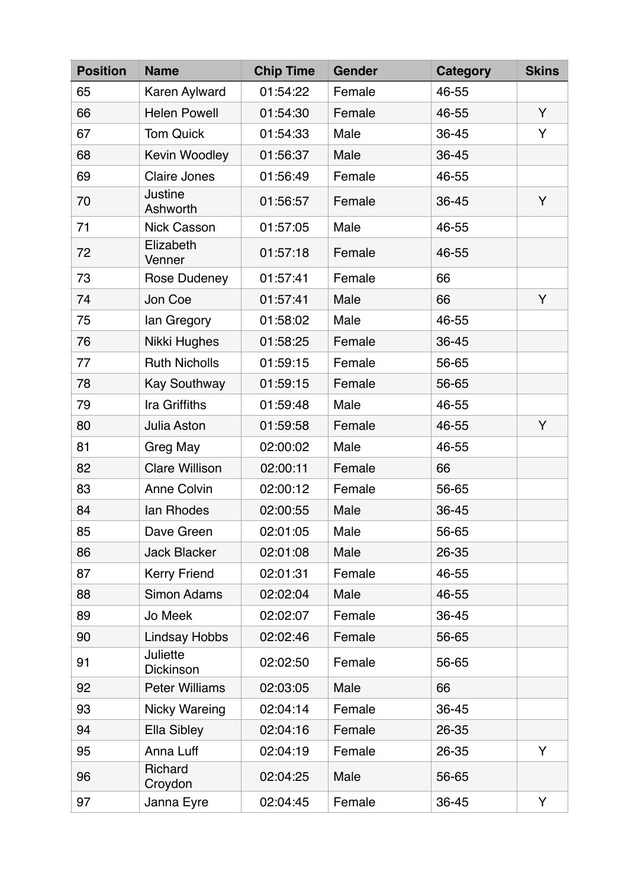| Position | Name | Chip Time | Gender | Category | Skins |
|---|---|---|---|---|---|
| 65 | Karen Aylward | 01:54:22 | Female | 46-55 | |
| 66 | Helen Powell | 01:54:30 | Female | 46-55 | Y |
| 67 | Tom Quick | 01:54:33 | Male | 36-45 | Y |
| 68 | Kevin Woodley | 01:56:37 | Male | 36-45 | |
| 69 | Claire Jones | 01:56:49 | Female | 46-55 | |
| 70 | Justine Ashworth | 01:56:57 | Female | 36-45 | Y |
| 71 | Nick Casson | 01:57:05 | Male | 46-55 | |
| 72 | Elizabeth Venner | 01:57:18 | Female | 46-55 | |
| 73 | Rose Dudeney | 01:57:41 | Female | 66 | |
| 74 | Jon Coe | 01:57:41 | Male | 66 | Y |
| 75 | Ian Gregory | 01:58:02 | Male | 46-55 | |
| 76 | Nikki Hughes | 01:58:25 | Female | 36-45 | |
| 77 | Ruth Nicholls | 01:59:15 | Female | 56-65 | |
| 78 | Kay Southway | 01:59:15 | Female | 56-65 | |
| 79 | Ira Griffiths | 01:59:48 | Male | 46-55 | |
| 80 | Julia Aston | 01:59:58 | Female | 46-55 | Y |
| 81 | Greg May | 02:00:02 | Male | 46-55 | |
| 82 | Clare Willison | 02:00:11 | Female | 66 | |
| 83 | Anne Colvin | 02:00:12 | Female | 56-65 | |
| 84 | Ian Rhodes | 02:00:55 | Male | 36-45 | |
| 85 | Dave Green | 02:01:05 | Male | 56-65 | |
| 86 | Jack Blacker | 02:01:08 | Male | 26-35 | |
| 87 | Kerry Friend | 02:01:31 | Female | 46-55 | |
| 88 | Simon Adams | 02:02:04 | Male | 46-55 | |
| 89 | Jo Meek | 02:02:07 | Female | 36-45 | |
| 90 | Lindsay Hobbs | 02:02:46 | Female | 56-65 | |
| 91 | Juliette Dickinson | 02:02:50 | Female | 56-65 | |
| 92 | Peter Williams | 02:03:05 | Male | 66 | |
| 93 | Nicky Wareing | 02:04:14 | Female | 36-45 | |
| 94 | Ella Sibley | 02:04:16 | Female | 26-35 | |
| 95 | Anna Luff | 02:04:19 | Female | 26-35 | Y |
| 96 | Richard Croydon | 02:04:25 | Male | 56-65 | |
| 97 | Janna Eyre | 02:04:45 | Female | 36-45 | Y |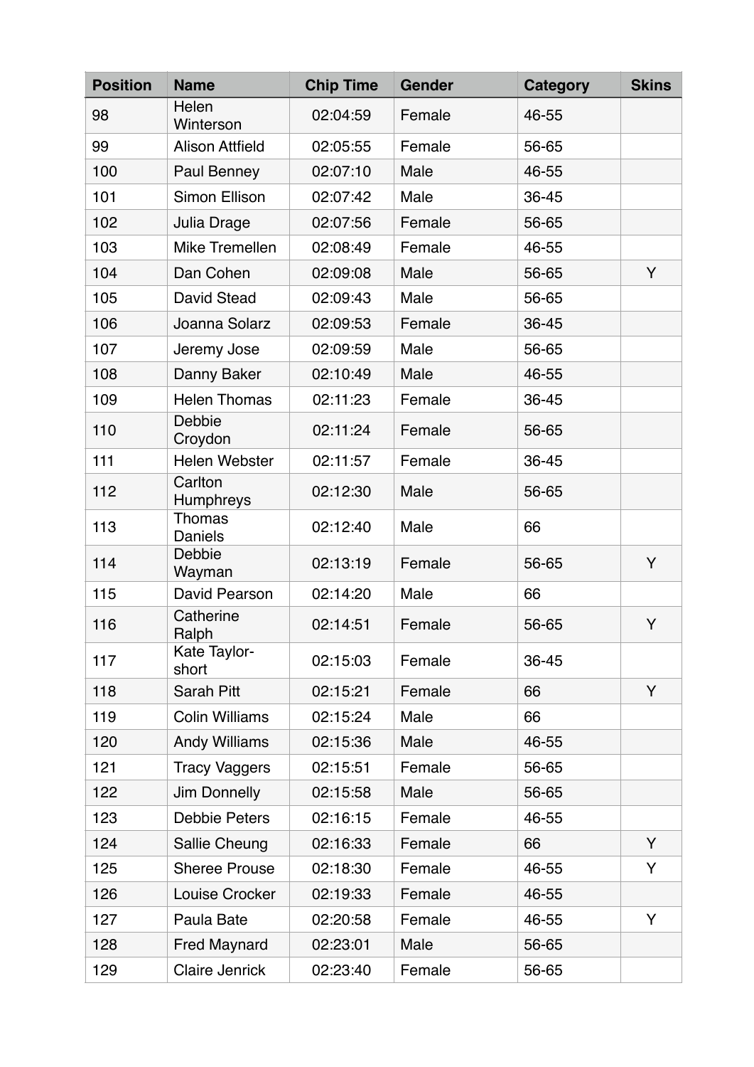| Position | Name | Chip Time | Gender | Category | Skins |
|---|---|---|---|---|---|
| 98 | Helen Winterson | 02:04:59 | Female | 46-55 | |
| 99 | Alison Attfield | 02:05:55 | Female | 56-65 | |
| 100 | Paul Benney | 02:07:10 | Male | 46-55 | |
| 101 | Simon Ellison | 02:07:42 | Male | 36-45 | |
| 102 | Julia Drage | 02:07:56 | Female | 56-65 | |
| 103 | Mike Tremellen | 02:08:49 | Female | 46-55 | |
| 104 | Dan Cohen | 02:09:08 | Male | 56-65 | Y |
| 105 | David Stead | 02:09:43 | Male | 56-65 | |
| 106 | Joanna Solarz | 02:09:53 | Female | 36-45 | |
| 107 | Jeremy Jose | 02:09:59 | Male | 56-65 | |
| 108 | Danny Baker | 02:10:49 | Male | 46-55 | |
| 109 | Helen Thomas | 02:11:23 | Female | 36-45 | |
| 110 | Debbie Croydon | 02:11:24 | Female | 56-65 | |
| 111 | Helen Webster | 02:11:57 | Female | 36-45 | |
| 112 | Carlton Humphreys | 02:12:30 | Male | 56-65 | |
| 113 | Thomas Daniels | 02:12:40 | Male | 66 | |
| 114 | Debbie Wayman | 02:13:19 | Female | 56-65 | Y |
| 115 | David Pearson | 02:14:20 | Male | 66 | |
| 116 | Catherine Ralph | 02:14:51 | Female | 56-65 | Y |
| 117 | Kate Taylor-short | 02:15:03 | Female | 36-45 | |
| 118 | Sarah Pitt | 02:15:21 | Female | 66 | Y |
| 119 | Colin Williams | 02:15:24 | Male | 66 | |
| 120 | Andy Williams | 02:15:36 | Male | 46-55 | |
| 121 | Tracy Vaggers | 02:15:51 | Female | 56-65 | |
| 122 | Jim Donnelly | 02:15:58 | Male | 56-65 | |
| 123 | Debbie Peters | 02:16:15 | Female | 46-55 | |
| 124 | Sallie Cheung | 02:16:33 | Female | 66 | Y |
| 125 | Sheree Prouse | 02:18:30 | Female | 46-55 | Y |
| 126 | Louise Crocker | 02:19:33 | Female | 46-55 | |
| 127 | Paula Bate | 02:20:58 | Female | 46-55 | Y |
| 128 | Fred Maynard | 02:23:01 | Male | 56-65 | |
| 129 | Claire Jenrick | 02:23:40 | Female | 56-65 | |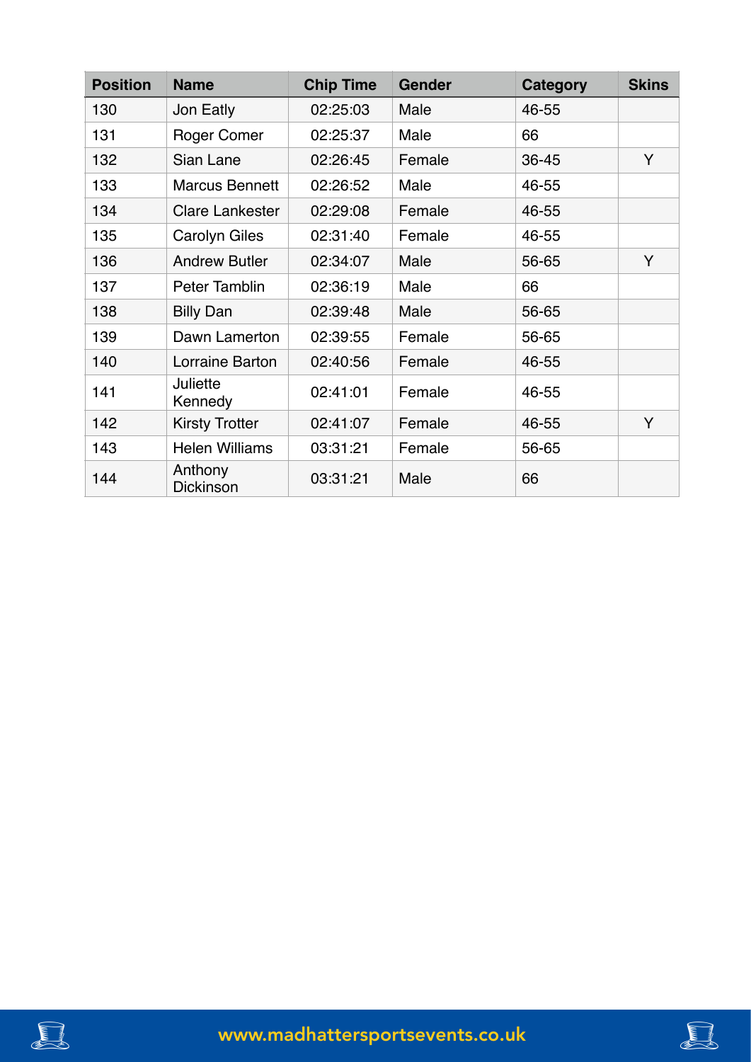| Position | Name | Chip Time | Gender | Category | Skins |
|---|---|---|---|---|---|
| 130 | Jon Eatly | 02:25:03 | Male | 46-55 | |
| 131 | Roger Comer | 02:25:37 | Male | 66 | |
| 132 | Sian Lane | 02:26:45 | Female | 36-45 | Y |
| 133 | Marcus Bennett | 02:26:52 | Male | 46-55 | |
| 134 | Clare Lankester | 02:29:08 | Female | 46-55 | |
| 135 | Carolyn Giles | 02:31:40 | Female | 46-55 | |
| 136 | Andrew Butler | 02:34:07 | Male | 56-65 | Y |
| 137 | Peter Tamblin | 02:36:19 | Male | 66 | |
| 138 | Billy Dan | 02:39:48 | Male | 56-65 | |
| 139 | Dawn Lamerton | 02:39:55 | Female | 56-65 | |
| 140 | Lorraine Barton | 02:40:56 | Female | 46-55 | |
| 141 | Juliette Kennedy | 02:41:01 | Female | 46-55 | |
| 142 | Kirsty Trotter | 02:41:07 | Female | 46-55 | Y |
| 143 | Helen Williams | 03:31:21 | Female | 56-65 | |
| 144 | Anthony Dickinson | 03:31:21 | Male | 66 | |

www.madhattersportsevents.co.uk